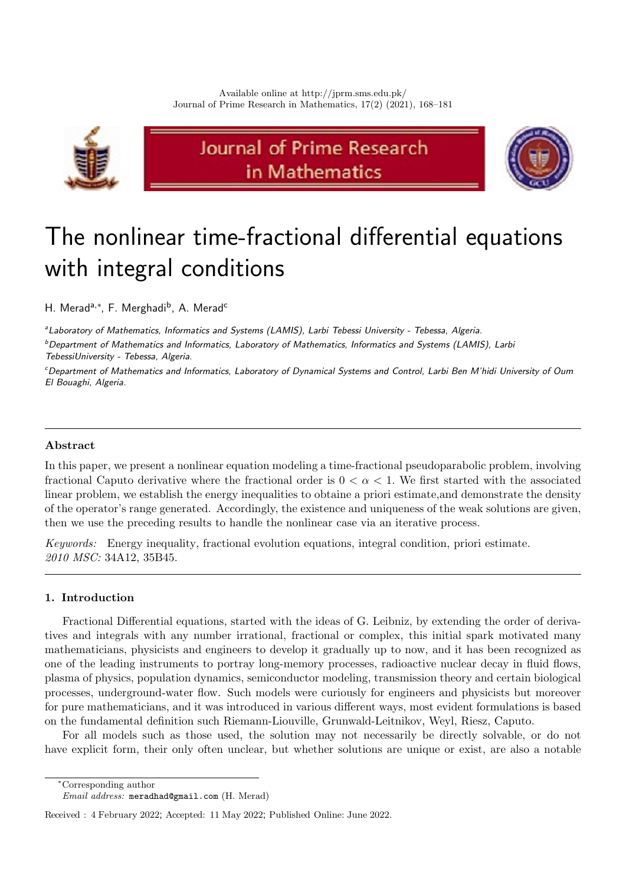# The nonlinear time-fractional differential equations with integral conditions

H. Merad[a,*], F. Merghadi[b], A. Merad[c]

[a]*Laboratory of Mathematics, Informatics and Systems (LAMIS), Larbi Tebessi University - Tebessa, Algeria.*

[b]*Department of Mathematics and Informatics, Laboratory of Mathematics, Informatics and Systems (LAMIS), Larbi TebessiUniversity - Tebessa, Algeria.*

[c]*Department of Mathematics and Informatics, Laboratory of Dynamical Systems and Control, Larbi Ben M'hidi University of Oum El Bouaghi, Algeria.*

---

**Abstract**

In this paper, we present a nonlinear equation modeling a time-fractional pseudoparabolic problem, involving fractional Caputo derivative where the fractional order is $0 < \alpha < 1$. We first started with the associated linear problem, we establish the energy inequalities to obtaine a priori estimate,and demonstrate the density of the operator's range generated. Accordingly, the existence and uniqueness of the weak solutions are given, then we use the preceding results to handle the nonlinear case via an iterative process.

*Keywords:* Energy inequality, fractional evolution equations, integral condition, priori estimate.
*2010 MSC:* 34A12, 35B45.

---

## 1. Introduction

Fractional Differential equations, started with the ideas of G. Leibniz, by extending the order of derivatives and integrals with any number irrational, fractional or complex, this initial spark motivated many mathematicians, physicists and engineers to develop it gradually up to now, and it has been recognized as one of the leading instruments to portray long-memory processes, radioactive nuclear decay in fluid flows, plasma of physics, population dynamics, semiconductor modeling, transmission theory and certain biological processes, underground-water flow. Such models were curiously for engineers and physicists but moreover for pure mathematicians, and it was introduced in various different ways, most evident formulations is based on the fundamental definition such Riemann-Liouville, Grunwald-Leitnikov, Weyl, Riesz, Caputo.

For all models such as those used, the solution may not necessarily be directly solvable, or do not have explicit form, their only often unclear, but whether solutions are unique or exist, are also a notable

---

*Corresponding author
*Email address:* meradhad@gmail.com (H. Merad)

Received : 4 February 2022; Accepted: 11 May 2022; Published Online: June 2022.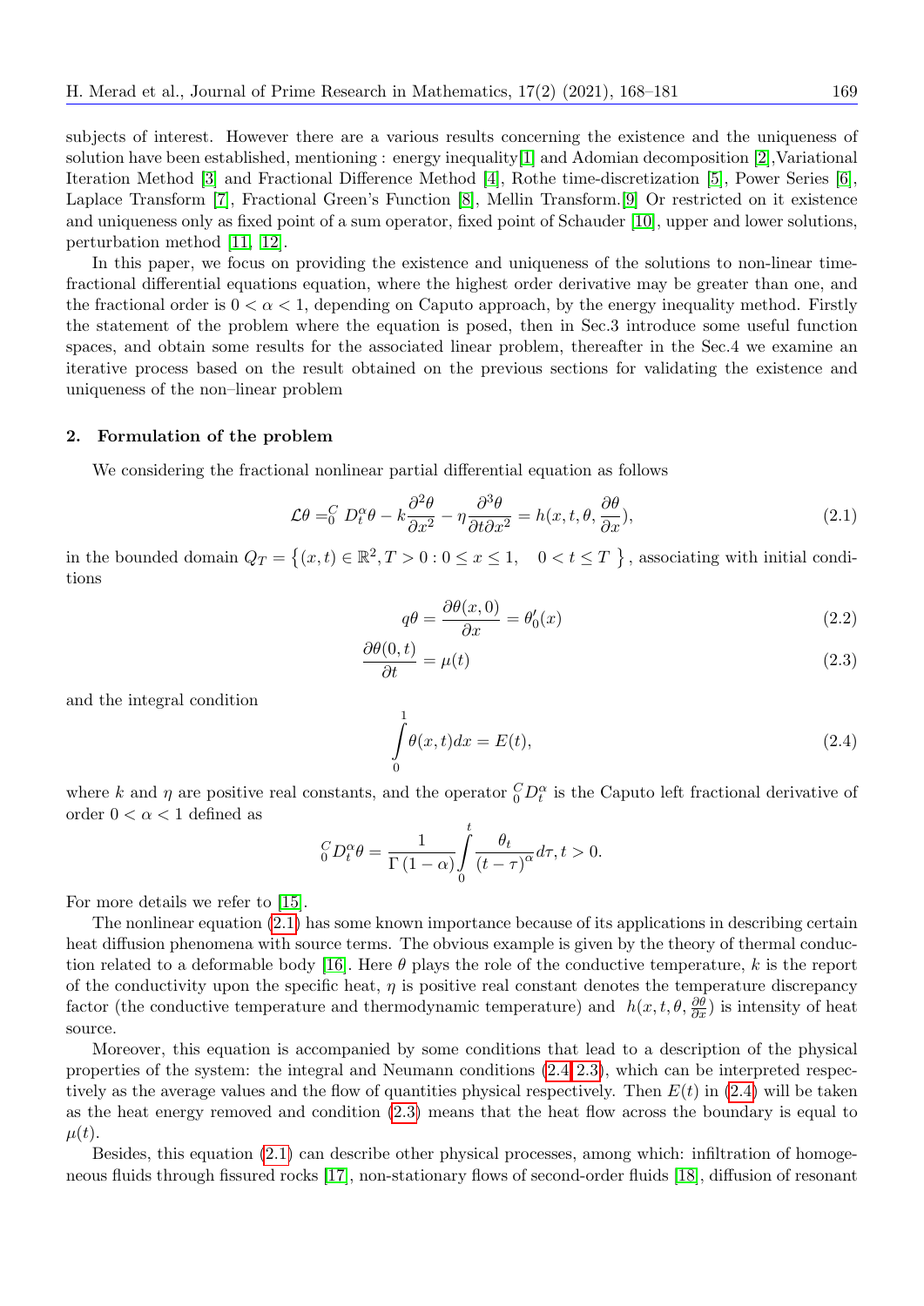subjects of interest. However there are a various results concerning the existence and the uniqueness of solution have been established, mentioning : energy inequality[1] and Adomian decomposition [2],Variational Iteration Method [3] and Fractional Difference Method [4], Rothe time-discretization [5], Power Series [6], Laplace Transform [7], Fractional Green's Function [8], Mellin Transform.[9] Or restricted on it existence and uniqueness only as fixed point of a sum operator, fixed point of Schauder [10], upper and lower solutions, perturbation method [11, 12].

In this paper, we focus on providing the existence and uniqueness of the solutions to non-linear time-fractional differential equations equation, where the highest order derivative may be greater than one, and the fractional order is $0 < \alpha < 1$, depending on Caputo approach, by the energy inequality method. Firstly the statement of the problem where the equation is posed, then in Sec.3 introduce some useful function spaces, and obtain some results for the associated linear problem, thereafter in the Sec.4 we examine an iterative process based on the result obtained on the previous sections for validating the existence and uniqueness of the non–linear problem

## 2. Formulation of the problem

We considering the fractional nonlinear partial differential equation as follows

$$\mathcal{L}\theta = {}_0^C D_t^\alpha \theta - k\frac{\partial^2 \theta}{\partial x^2} - \eta \frac{\partial^3 \theta}{\partial t \partial x^2} = h(x, t, \theta, \frac{\partial \theta}{\partial x}), \tag{2.1}$$

in the bounded domain $Q_T = \{(x,t) \in \mathbb{R}^2, T > 0 : 0 \leq x \leq 1, \quad 0 < t \leq T\}$, associating with initial conditions

$$q\theta = \frac{\partial \theta(x,0)}{\partial x} = \theta_0'(x) \tag{2.2}$$

$$\frac{\partial \theta(0,t)}{\partial t} = \mu(t) \tag{2.3}$$

and the integral condition

$$\int_0^1 \theta(x,t)dx = E(t), \tag{2.4}$$

where $k$ and $\eta$ are positive real constants, and the operator ${}_0^C D_t^\alpha$ is the Caputo left fractional derivative of order $0 < \alpha < 1$ defined as

$${}_0^C D_t^\alpha \theta = \frac{1}{\Gamma(1-\alpha)} \int_0^t \frac{\theta_t}{(t-\tau)^\alpha} d\tau, t > 0.$$

For more details we refer to [15].

The nonlinear equation (2.1) has some known importance because of its applications in describing certain heat diffusion phenomena with source terms. The obvious example is given by the theory of thermal conduction related to a deformable body [16]. Here $\theta$ plays the role of the conductive temperature, $k$ is the report of the conductivity upon the specific heat, $\eta$ is positive real constant denotes the temperature discrepancy factor (the conductive temperature and thermodynamic temperature) and $h(x, t, \theta, \frac{\partial \theta}{\partial x})$ is intensity of heat source.

Moreover, this equation is accompanied by some conditions that lead to a description of the physical properties of the system: the integral and Neumann conditions (2.4-2.3), which can be interpreted respectively as the average values and the flow of quantities physical respectively. Then $E(t)$ in (2.4) will be taken as the heat energy removed and condition (2.3) means that the heat flow across the boundary is equal to $\mu(t)$.

Besides, this equation (2.1) can describe other physical processes, among which: infiltration of homogeneous fluids through fissured rocks [17], non-stationary flows of second-order fluids [18], diffusion of resonant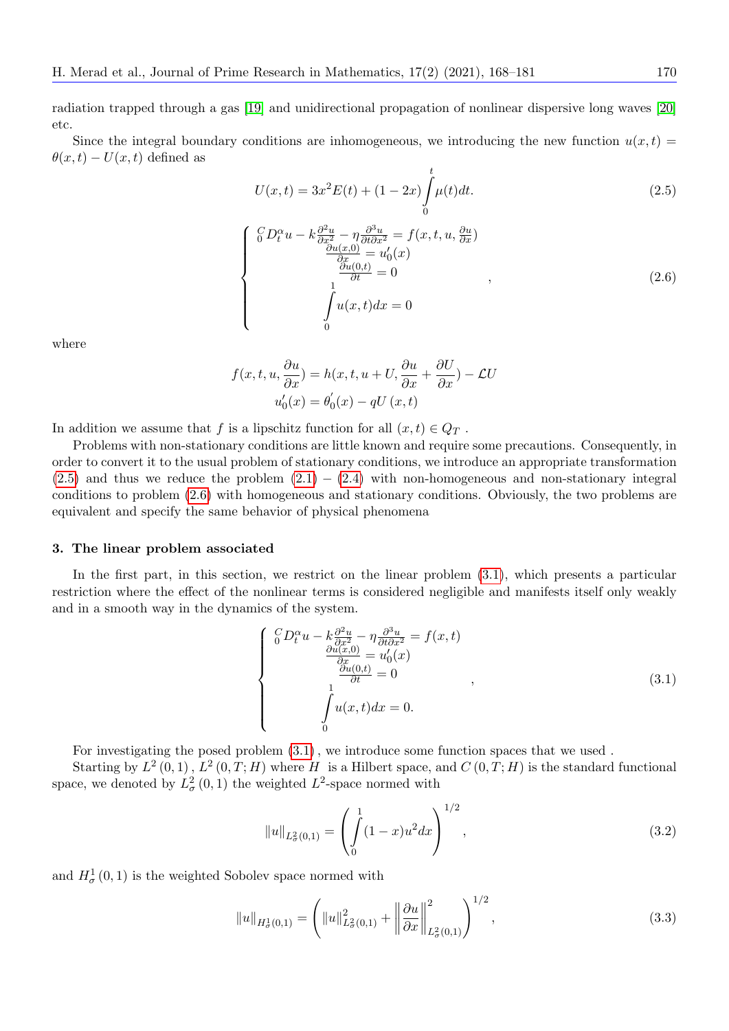radiation trapped through a gas [19] and unidirectional propagation of nonlinear dispersive long waves [20] etc.

Since the integral boundary conditions are inhomogeneous, we introducing the new function $u(x,t) = \theta(x,t) - U(x,t)$ defined as

$$U(x,t) = 3x^2 E(t) + (1-2x)\int_0^t \mu(t)dt. \tag{2.5}$$

$$\left\{\begin{array}{c} {}_0^C D_t^\alpha u - k\frac{\partial^2 u}{\partial x^2} - \eta\frac{\partial^3 u}{\partial t \partial x^2} = f(x,t,u,\frac{\partial u}{\partial x}) \\ \frac{\partial u(x,0)}{\partial x} = u_0'(x) \\ \frac{\partial u(0,t)}{\partial t} = 0 \\ \int_0^1 u(x,t)dx = 0 \end{array}\right. , \tag{2.6}$$

where

$$f(x,t,u,\frac{\partial u}{\partial x}) = h(x,t,u+U,\frac{\partial u}{\partial x}+\frac{\partial U}{\partial x}) - \mathcal{L}U$$
$$u_0'(x) = \theta_0'(x) - qU(x,t)$$

In addition we assume that $f$ is a lipschitz function for all $(x,t) \in Q_T$ .

Problems with non-stationary conditions are little known and require some precautions. Consequently, in order to convert it to the usual problem of stationary conditions, we introduce an appropriate transformation (2.5) and thus we reduce the problem (2.1) – (2.4) with non-homogeneous and non-stationary integral conditions to problem (2.6) with homogeneous and stationary conditions. Obviously, the two problems are equivalent and specify the same behavior of physical phenomena

## 3. The linear problem associated

In the first part, in this section, we restrict on the linear problem (3.1), which presents a particular restriction where the effect of the nonlinear terms is considered negligible and manifests itself only weakly and in a smooth way in the dynamics of the system.

$$\left\{\begin{array}{c} {}_0^C D_t^\alpha u - k\frac{\partial^2 u}{\partial x^2} - \eta\frac{\partial^3 u}{\partial t \partial x^2} = f(x,t) \\ \frac{\partial u(x,0)}{\partial x} = u_0'(x) \\ \frac{\partial u(0,t)}{\partial t} = 0 \\ \int_0^1 u(x,t)dx = 0. \end{array}\right. , \tag{3.1}$$

For investigating the posed problem (3.1) , we introduce some function spaces that we used .

Starting by $L^2(0,1)$, $L^2(0,T;H)$ where $H$ is a Hilbert space, and $C(0,T;H)$ is the standard functional space, we denoted by $L^2_\sigma(0,1)$ the weighted $L^2$-space normed with

$$\|u\|_{L^2_\sigma(0,1)} = \left(\int_0^1 (1-x)u^2 dx\right)^{1/2}, \tag{3.2}$$

and $H^1_\sigma(0,1)$ is the weighted Sobolev space normed with

$$\|u\|_{H^1_\sigma(0,1)} = \left(\|u\|^2_{L^2_\sigma(0,1)} + \left\|\frac{\partial u}{\partial x}\right\|^2_{L^2_\sigma(0,1)}\right)^{1/2}, \tag{3.3}$$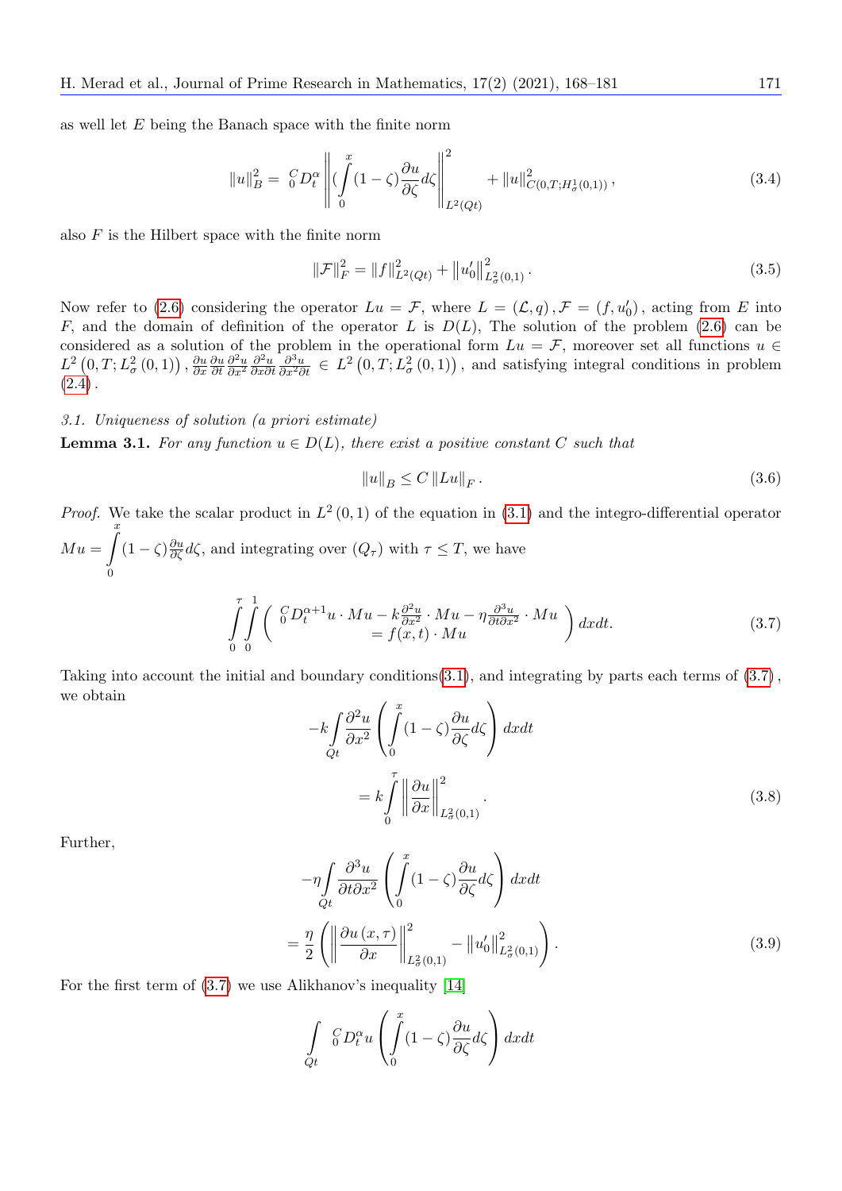as well let $E$ being the Banach space with the finite norm

$$\|u\|_B^2 = {}_0^C D_t^\alpha \left\| (\int_0^x (1-\zeta) \frac{\partial u}{\partial \zeta} d\zeta \right\|_{L^2(Qt)}^2 + \|u\|_{C(0,T;H_\sigma^1(0,1))}^2 , \tag{3.4}$$

also $F$ is the Hilbert space with the finite norm

$$\|\mathcal{F}\|_F^2 = \|f\|_{L^2(Qt)}^2 + \|u_0'\|_{L_\sigma^2(0,1)}^2 . \tag{3.5}$$

Now refer to (2.6) considering the operator $Lu = \mathcal{F}$, where $L = (\mathcal{L}, q), \mathcal{F} = (f, u_0')$, acting from $E$ into $F$, and the domain of definition of the operator $L$ is $D(L)$, The solution of the problem (2.6) can be considered as a solution of the problem in the operational form $Lu = \mathcal{F}$, moreover set all functions $u \in L^2(0,T; L_\sigma^2(0,1))$, $\frac{\partial u}{\partial x} \frac{\partial u}{\partial t} \frac{\partial^2 u}{\partial x^2} \frac{\partial^2 u}{\partial x \partial t} \frac{\partial^3 u}{\partial x^2 \partial t} \in L^2(0,T; L_\sigma^2(0,1))$, and satisfying integral conditions in problem (2.4).

*3.1. Uniqueness of solution (a priori estimate)*

**Lemma 3.1.** *For any function $u \in D(L)$, there exist a positive constant $C$ such that*

$$\|u\|_B \leq C \|Lu\|_F . \tag{3.6}$$

*Proof.* We take the scalar product in $L^2(0,1)$ of the equation in (3.1) and the integro-differential operator $Mu = \int_0^x (1-\zeta) \frac{\partial u}{\partial \zeta} d\zeta$, and integrating over $(Q_\tau)$ with $\tau \leq T$, we have

$$\int_0^\tau \int_0^1 \left( \begin{array}{c} {}_0^C D_t^{\alpha+1} u \cdot Mu - k \frac{\partial^2 u}{\partial x^2} \cdot Mu - \eta \frac{\partial^3 u}{\partial t \partial x^2} \cdot Mu \\ = f(x,t) \cdot Mu \end{array} \right) dx dt. \tag{3.7}$$

Taking into account the initial and boundary conditions(3.1), and integrating by parts each terms of (3.7), we obtain

$$-k \int_{Qt} \frac{\partial^2 u}{\partial x^2} \left( \int_0^x (1-\zeta) \frac{\partial u}{\partial \zeta} d\zeta \right) dx dt$$

$$= k \int_0^\tau \left\| \frac{\partial u}{\partial x} \right\|_{L_\sigma^2(0,1)}^2 . \tag{3.8}$$

Further,

$$-\eta \int_{Qt} \frac{\partial^3 u}{\partial t \partial x^2} \left( \int_0^x (1-\zeta) \frac{\partial u}{\partial \zeta} d\zeta \right) dx dt$$

$$= \frac{\eta}{2} \left( \left\| \frac{\partial u(x,\tau)}{\partial x} \right\|_{L_\sigma^2(0,1)}^2 - \|u_0'\|_{L_\sigma^2(0,1)}^2 \right). \tag{3.9}$$

For the first term of (3.7) we use Alikhanov's inequality [14]

$$\int_{Qt} {}_0^C D_t^\alpha u \left( \int_0^x (1-\zeta) \frac{\partial u}{\partial \zeta} d\zeta \right) dx dt$$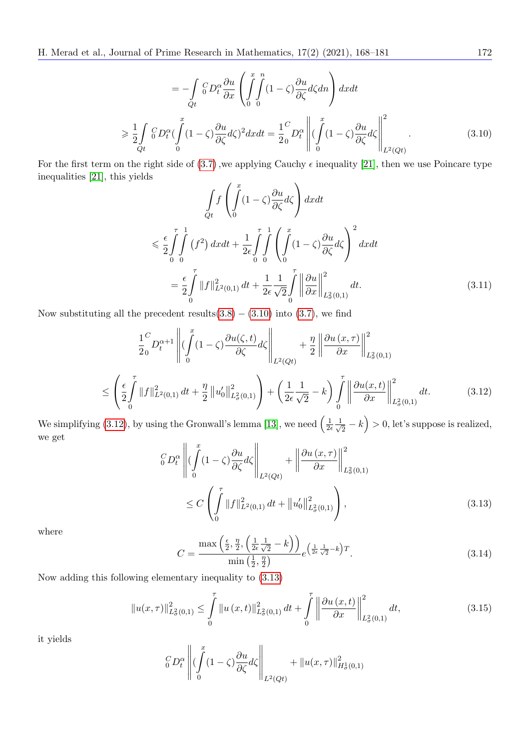$$= -\int\limits_{Qt} {}_0^C D_t^\alpha \frac{\partial u}{\partial x} \left( \int\limits_0^x \int\limits_0^n (1-\zeta) \frac{\partial u}{\partial \zeta} d\zeta dn \right) dxdt$$

$$\geqslant \frac{1}{2} \int\limits_{Qt} {}_0^C D_t^\alpha (\int\limits_0^x (1-\zeta) \frac{\partial u}{\partial \zeta} d\zeta)^2 dxdt = \frac{1}{2} {}_0^C D_t^\alpha \left\| (\int\limits_0^x (1-\zeta) \frac{\partial u}{\partial \zeta} d\zeta \right\|_{L^2(Qt)}^2 . \tag{3.10}$$

For the first term on the right side of (3.7) ,we applying Cauchy $\epsilon$ inequality [21], then we use Poincare type inequalities [21], this yields

$$\int\limits_{Qt} f \left( \int\limits_0^x (1-\zeta) \frac{\partial u}{\partial \zeta} d\zeta \right) dxdt$$

$$\leqslant \frac{\epsilon}{2} \int\limits_0^\tau \int\limits_0^1 \left(f^2\right) dxdt + \frac{1}{2\epsilon} \int\limits_0^\tau \int\limits_0^1 \left( \int\limits_0^x (1-\zeta) \frac{\partial u}{\partial \zeta} d\zeta \right)^2 dxdt$$

$$= \frac{\epsilon}{2} \int\limits_0^\tau \|f\|_{L^2(0,1)}^2 dt + \frac{1}{2\epsilon} \frac{1}{\sqrt{2}} \int\limits_0^\tau \left\| \frac{\partial u}{\partial x} \right\|_{L^2_\sigma(0,1)}^2 dt. \tag{3.11}$$

Now substituting all the precedent results(3.8) − (3.10) into (3.7), we find

$$\frac{1}{2} {}_0^C D_t^{\alpha+1} \left\| (\int\limits_0^x (1-\zeta) \frac{\partial u(\zeta,t)}{\partial \zeta} d\zeta \right\|_{L^2(Qt)} + \frac{\eta}{2} \left\| \frac{\partial u(x,\tau)}{\partial x} \right\|_{L^2_\sigma(0,1)}^2$$

$$\leq \left( \frac{\epsilon}{2} \int\limits_0^\tau \|f\|_{L^2(0,1)}^2 dt + \frac{\eta}{2} \left\| u_0' \right\|_{L^2_\sigma(0,1)}^2 \right) + \left( \frac{1}{2\epsilon} \frac{1}{\sqrt{2}} - k \right) \int\limits_0^\tau \left\| \frac{\partial u(x,t)}{\partial x} \right\|_{L^2_\sigma(0,1)}^2 dt. \tag{3.12}$$

We simplifying (3.12), by using the Gronwall's lemma [13], we need $\left(\frac{1}{2\epsilon}\frac{1}{\sqrt{2}} - k\right) > 0$, let's suppose is realized, we get

$${}_0^C D_t^\alpha \left\| (\int\limits_0^x (1-\zeta) \frac{\partial u}{\partial \zeta} d\zeta \right\|_{L^2(Qt)} + \left\| \frac{\partial u(x,\tau)}{\partial x} \right\|_{L^2_\sigma(0,1)}^2$$

$$\leq C \left( \int\limits_0^\tau \|f\|_{L^2(0,1)}^2 dt + \left\| u_0' \right\|_{L^2_\sigma(0,1)}^2 \right), \tag{3.13}$$

where

$$C = \frac{\max\left(\frac{\epsilon}{2}, \frac{\eta}{2}, \left(\frac{1}{2\epsilon}\frac{1}{\sqrt{2}} - k\right)\right)}{\min\left(\frac{1}{2}, \frac{\eta}{2}\right)} e^{\left(\frac{1}{2\epsilon}\frac{1}{\sqrt{2}} - k\right)T}. \tag{3.14}$$

Now adding this following elementary inequality to (3.13)

$$\|u(x,\tau)\|_{L^2_\sigma(0,1)}^2 \leq \int\limits_0^\tau \|u(x,t)\|_{L^2_\sigma(0,1)}^2 dt + \int\limits_0^\tau \left\| \frac{\partial u(x,t)}{\partial x} \right\|_{L^2_\sigma(0,1)}^2 dt, \tag{3.15}$$

it yields

$${}_0^C D_t^\alpha \left\| (\int\limits_0^x (1-\zeta) \frac{\partial u}{\partial \zeta} d\zeta \right\|_{L^2(Qt)} + \|u(x,\tau)\|_{H^1_\sigma(0,1)}^2$$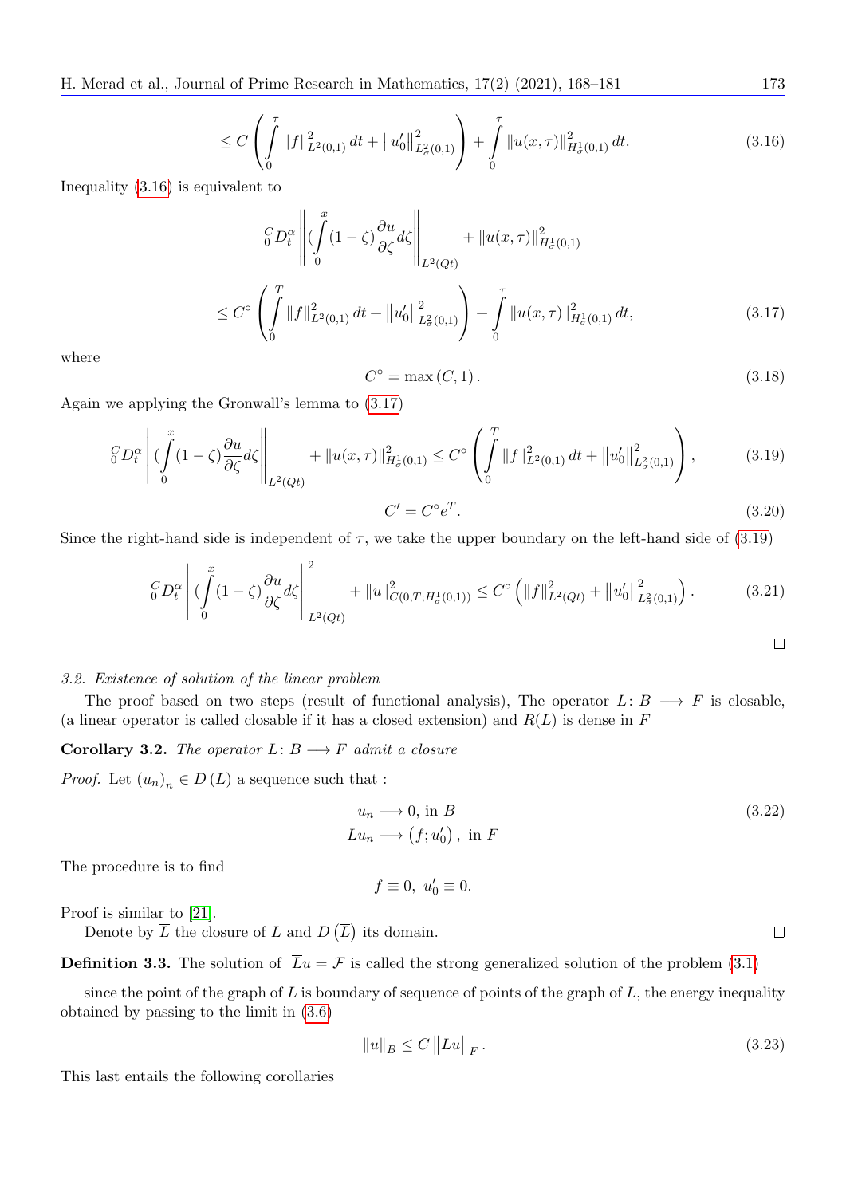$$\leq C\left(\int_0^\tau \|f\|^2_{L^2(0,1)}\,dt + \left\|u_0'\right\|^2_{L^2_\sigma(0,1)}\right) + \int_0^\tau \|u(x,\tau)\|^2_{H^1_\sigma(0,1)}\,dt. \tag{3.16}$$

Inequality (3.16) is equivalent to

$$ {}_0^C D_t^\alpha \left\| \left(\int_0^x (1-\zeta)\frac{\partial u}{\partial \zeta}d\zeta\right\|_{L^2(Qt)} + \|u(x,\tau)\|^2_{H^1_\sigma(0,1)}$$

$$\leq C^\circ\left(\int_0^T \|f\|^2_{L^2(0,1)}\,dt + \left\|u_0'\right\|^2_{L^2_\sigma(0,1)}\right) + \int_0^\tau \|u(x,\tau)\|^2_{H^1_\sigma(0,1)}\,dt, \tag{3.17}$$

where

$$C^\circ = \max\left(C,1\right). \tag{3.18}$$

Again we applying the Gronwall's lemma to (3.17)

$${}_0^C D_t^\alpha \left\| \left(\int_0^x (1-\zeta)\frac{\partial u}{\partial \zeta}d\zeta\right\|_{L^2(Qt)} + \|u(x,\tau)\|^2_{H^1_\sigma(0,1)} \leq C^\circ\left(\int_0^T \|f\|^2_{L^2(0,1)}\,dt + \left\|u_0'\right\|^2_{L^2_\sigma(0,1)}\right), \tag{3.19}$$

$$C' = C^\circ e^T. \tag{3.20}$$

Since the right-hand side is independent of $\tau$, we take the upper boundary on the left-hand side of (3.19)

$${}_0^C D_t^\alpha \left\| \left(\int_0^x (1-\zeta)\frac{\partial u}{\partial \zeta}d\zeta\right\|^2_{L^2(Qt)} + \|u\|^2_{C(0,T;H^1_\sigma(0,1))} \leq C^\circ\left(\|f\|^2_{L^2(Qt)} + \left\|u_0'\right\|^2_{L^2_\sigma(0,1)}\right). \tag{3.21}$$

□

*3.2. Existence of solution of the linear problem*

The proof based on two steps (result of functional analysis), The operator $L\colon B \longrightarrow F$ is closable, (a linear operator is called closable if it has a closed extension) and $R(L)$ is dense in $F$

**Corollary 3.2.** *The operator $L\colon B \longrightarrow F$ admit a closure*

*Proof.* Let $(u_n)_n \in D\left(L\right)$ a sequence such that :

$$\begin{aligned} u_n &\longrightarrow 0, \text{ in } B \\ Lu_n &\longrightarrow \left(f;u_0'\right), \text{ in } F \end{aligned} \tag{3.22}$$

The procedure is to find

$$f \equiv 0,\ u_0' \equiv 0.$$

Proof is similar to [21].

Denote by $\overline{L}$ the closure of $L$ and $D\left(\overline{L}\right)$ its domain. □

**Definition 3.3.** The solution of $\overline{L}u = \mathcal{F}$ is called the strong generalized solution of the problem (3.1)

since the point of the graph of $L$ is boundary of sequence of points of the graph of $L$, the energy inequality obtained by passing to the limit in (3.6)

$$\|u\|_B \leq C\left\|\overline{L}u\right\|_F. \tag{3.23}$$

This last entails the following corollaries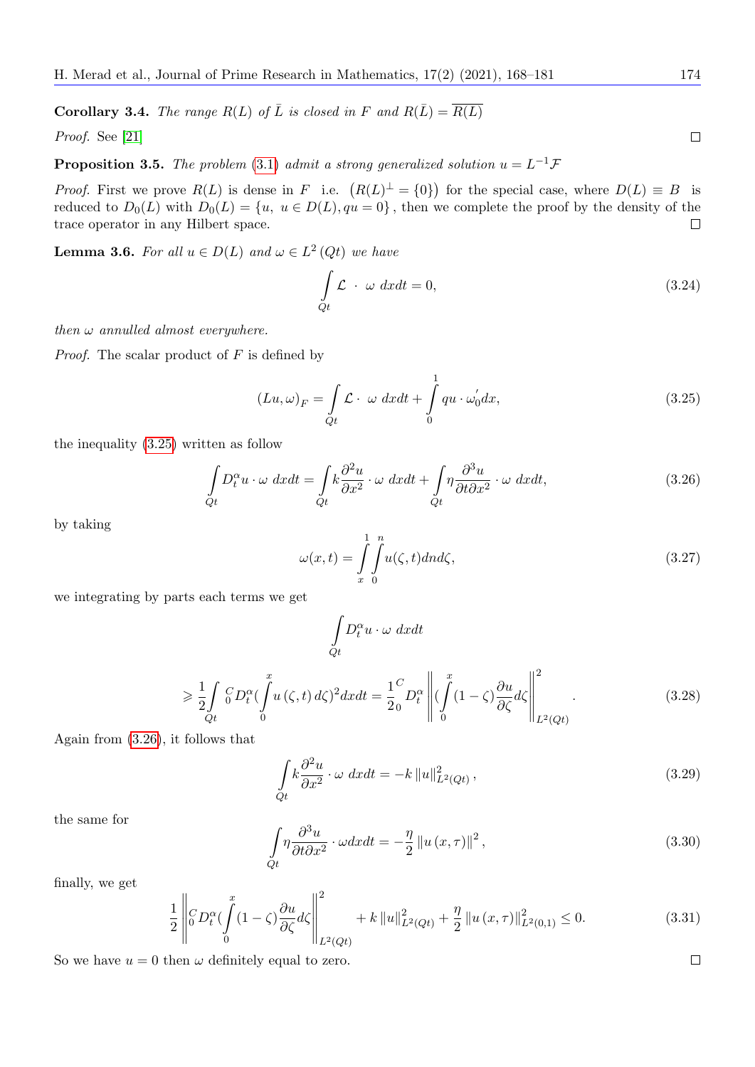**Corollary 3.4.** *The range $R(L)$ of $\bar{L}$ is closed in $F$ and $R(\bar{L}) = \overline{R(L)}$*

*Proof.* See [21] □

**Proposition 3.5.** *The problem (3.1) admit a strong generalized solution $u = L^{-1}\mathcal{F}$*

*Proof.* First we prove $R(L)$ is dense in $F$ i.e. $\left(R(L)^{\perp} = \{0\}\right)$ for the special case, where $D(L) \equiv B$ is reduced to $D_0(L)$ with $D_0(L) = \{u,\ u \in D(L), qu = 0\}$, then we complete the proof by the density of the trace operator in any Hilbert space. □

**Lemma 3.6.** *For all $u \in D(L)$ and $\omega \in L^2(Qt)$ we have*

$$\int_{Qt} \mathcal{L} \cdot \omega \, dxdt = 0, \tag{3.24}$$

*then $\omega$ annulled almost everywhere.*

*Proof.* The scalar product of $F$ is defined by

$$(Lu, \omega)_F = \int_{Qt} \mathcal{L} \cdot \omega \, dxdt + \int_0^1 qu \cdot \omega_0' dx, \tag{3.25}$$

the inequality (3.25) written as follow

$$\int_{Qt} D_t^{\alpha} u \cdot \omega \, dxdt = \int_{Qt} k \frac{\partial^2 u}{\partial x^2} \cdot \omega \, dxdt + \int_{Qt} \eta \frac{\partial^3 u}{\partial t \partial x^2} \cdot \omega \, dxdt, \tag{3.26}$$

by taking

$$\omega(x,t) = \int_x^1 \int_0^n u(\zeta, t) dn d\zeta, \tag{3.27}$$

we integrating by parts each terms we get

$$\int_{Qt} D_t^{\alpha} u \cdot \omega \, dxdt$$

$$\geqslant \frac{1}{2} \int_{Qt} {}_0^C D_t^{\alpha} \left(\int_0^x u(\zeta, t) \, d\zeta\right)^2 dxdt = \frac{1}{2} {}_0^C D_t^{\alpha} \left\| \left(\int_0^x (1-\zeta) \frac{\partial u}{\partial \zeta} d\zeta\right\|_{L^2(Qt)}^2. \tag{3.28}$$

Again from (3.26), it follows that

$$\int_{Qt} k \frac{\partial^2 u}{\partial x^2} \cdot \omega \, dxdt = -k \|u\|_{L^2(Qt)}^2, \tag{3.29}$$

the same for

$$\int_{Qt} \eta \frac{\partial^3 u}{\partial t \partial x^2} \cdot \omega dxdt = -\frac{\eta}{2} \|u(x, \tau)\|^2, \tag{3.30}$$

finally, we get

$$\frac{1}{2} \left\| {}_0^C D_t^{\alpha} \left(\int_0^x (1-\zeta) \frac{\partial u}{\partial \zeta} d\zeta\right\|_{L^2(Qt)}^2 + k \|u\|_{L^2(Qt)}^2 + \frac{\eta}{2} \|u(x,\tau)\|_{L^2(0,1)}^2 \leq 0. \tag{3.31}$$

So we have $u = 0$ then $\omega$ definitely equal to zero. □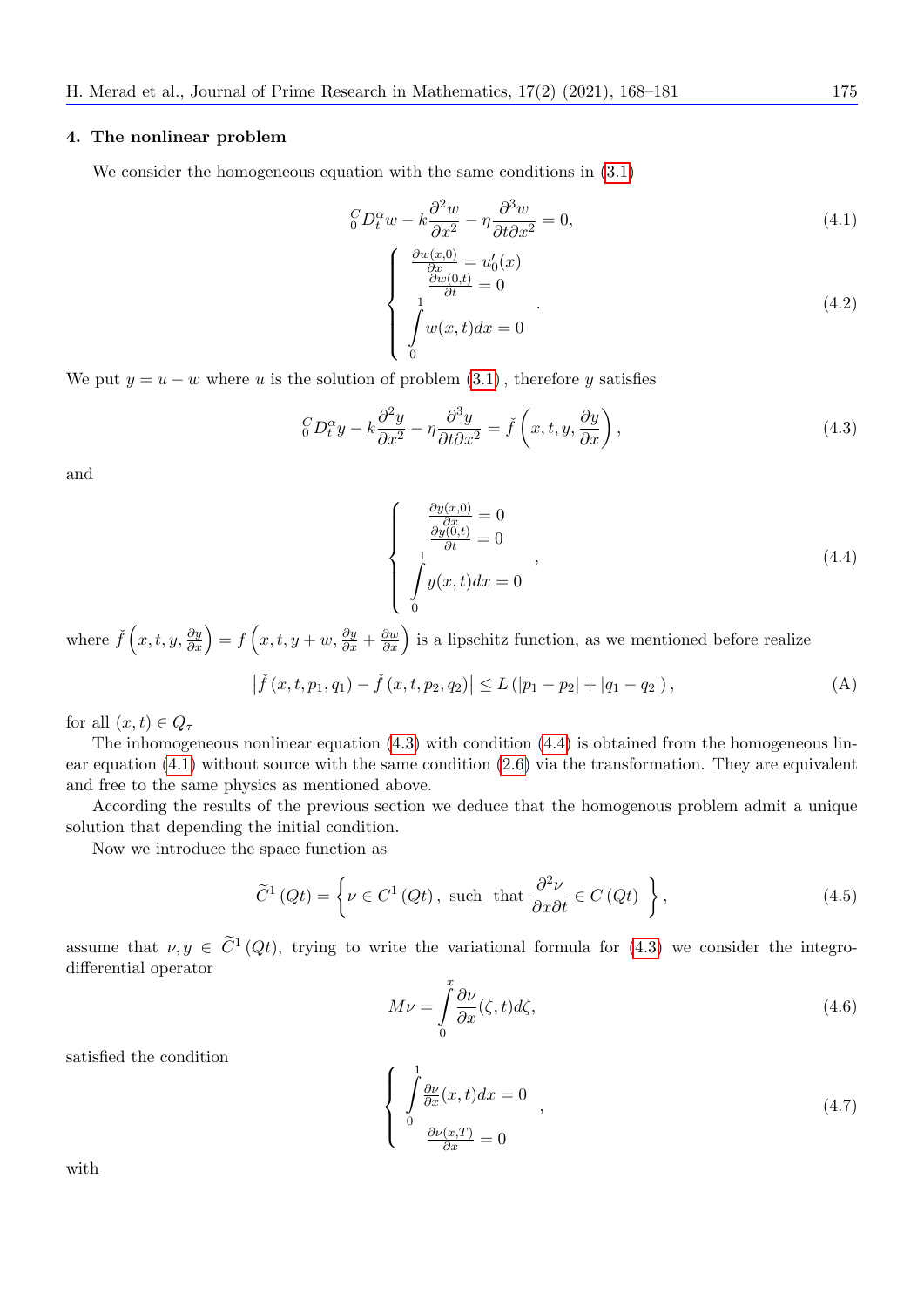#### 4. The nonlinear problem

We consider the homogeneous equation with the same conditions in (3.1)

$$
{}_0^C D_t^{\alpha} w - k\frac{\partial^2 w}{\partial x^2} - \eta\frac{\partial^3 w}{\partial t \partial x^2} = 0, \tag{4.1}
$$

$$
\left\{ \begin{array}{l} \frac{\partial w(x,0)}{\partial x} = u_0'(x) \\ \frac{\partial w(0,t)}{\partial t} = 0 \\ \int\limits_0^1 w(x,t)dx = 0 \end{array} \right. . \tag{4.2}
$$

We put $y = u - w$ where $u$ is the solution of problem (3.1) , therefore $y$ satisfies

$$
{}_0^C D_t^{\alpha} y - k\frac{\partial^2 y}{\partial x^2} - \eta\frac{\partial^3 y}{\partial t \partial x^2} = \check{f}\left(x, t, y, \frac{\partial y}{\partial x}\right), \tag{4.3}
$$

and

$$
\left\{ \begin{array}{l} \frac{\partial y(x,0)}{\partial x} = 0 \\ \frac{\partial y(0,t)}{\partial t} = 0 \\ \int\limits_0^1 y(x,t)dx = 0 \end{array} \right. , \tag{4.4}
$$

where $\check{f}\left(x, t, y, \frac{\partial y}{\partial x}\right) = f\left(x, t, y + w, \frac{\partial y}{\partial x} + \frac{\partial w}{\partial x}\right)$ is a lipschitz function, as we mentioned before realize

$$
\left|\check{f}\left(x, t, p_1, q_1\right) - \check{f}\left(x, t, p_2, q_2\right)\right| \leq L\left(|p_1 - p_2| + |q_1 - q_2|\right), \tag{A}
$$

for all $(x,t) \in Q_\tau$

The inhomogeneous nonlinear equation (4.3) with condition (4.4) is obtained from the homogeneous linear equation (4.1) without source with the same condition (2.6) via the transformation. They are equivalent and free to the same physics as mentioned above.

According the results of the previous section we deduce that the homogenous problem admit a unique solution that depending the initial condition.

Now we introduce the space function as

$$
\widetilde{C}^1\left(Qt\right) = \left\{ \nu \in C^1\left(Qt\right), \text{ such that } \frac{\partial^2 \nu}{\partial x \partial t} \in C\left(Qt\right) \right\}, \tag{4.5}
$$

assume that $\nu, y \in \widetilde{C}^1\left(Qt\right)$, trying to write the variational formula for (4.3) we consider the integro-differential operator

$$
M\nu = \int\limits_0^x \frac{\partial \nu}{\partial x}(\zeta, t)d\zeta, \tag{4.6}
$$

satisfied the condition

$$
\left\{ \begin{array}{l} \int\limits_0^1 \frac{\partial \nu}{\partial x}(x,t)dx = 0 \\ \frac{\partial \nu(x,T)}{\partial x} = 0 \end{array} \right. , \tag{4.7}
$$

with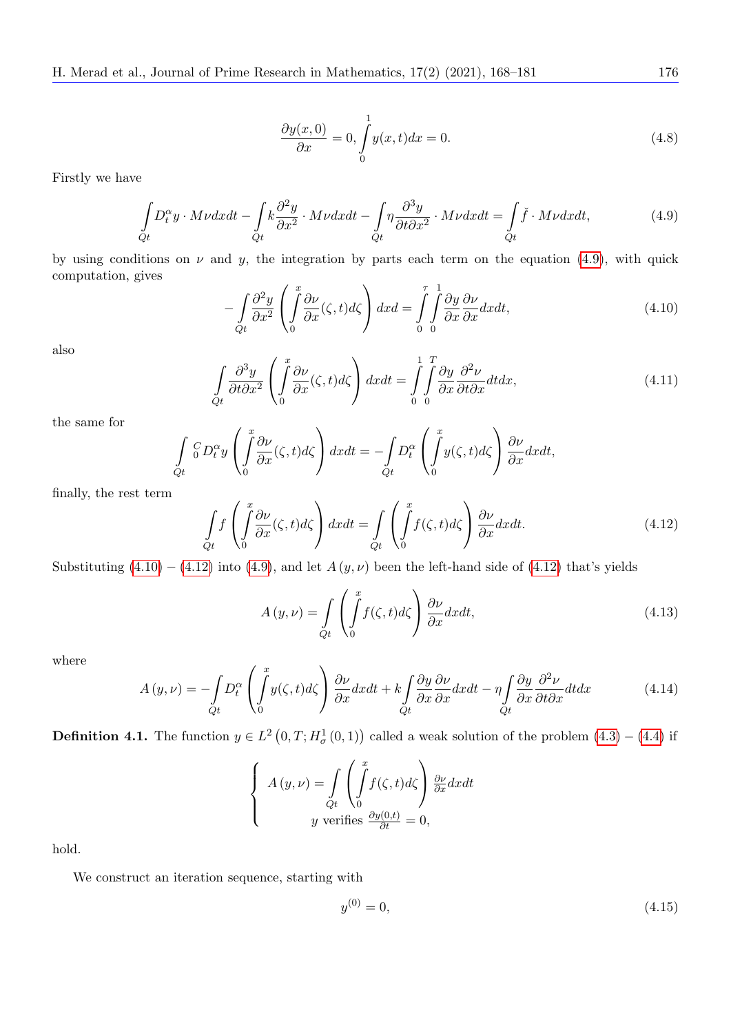$$\frac{\partial y(x,0)}{\partial x} = 0, \int_0^1 y(x,t)dx = 0. \tag{4.8}$$

Firstly we have

$$\int_{Qt} D_t^{\alpha} y \cdot M\nu dxdt - \int_{Qt} k\frac{\partial^2 y}{\partial x^2} \cdot M\nu dxdt - \int_{Qt} \eta \frac{\partial^3 y}{\partial t \partial x^2} \cdot M\nu dxdt = \int_{Qt} \check{f} \cdot M\nu dxdt, \tag{4.9}$$

by using conditions on $\nu$ and $y$, the integration by parts each term on the equation (4.9), with quick computation, gives

$$-\int_{Qt} \frac{\partial^2 y}{\partial x^2}\left(\int_0^x \frac{\partial \nu}{\partial x}(\zeta,t)d\zeta\right)dxd = \int_0^{\tau}\int_0^1 \frac{\partial y}{\partial x}\frac{\partial \nu}{\partial x}dxdt, \tag{4.10}$$

also

$$\int_{Qt} \frac{\partial^3 y}{\partial t \partial x^2}\left(\int_0^x \frac{\partial \nu}{\partial x}(\zeta,t)d\zeta\right)dxdt = \int_0^1\int_0^T \frac{\partial y}{\partial x}\frac{\partial^2 \nu}{\partial t \partial x}dtdx, \tag{4.11}$$

the same for

$$\int_{Qt} {}_0^C D_t^{\alpha} y \left(\int_0^x \frac{\partial \nu}{\partial x}(\zeta,t)d\zeta\right)dxdt = -\int_{Qt} D_t^{\alpha}\left(\int_0^x y(\zeta,t)d\zeta\right)\frac{\partial \nu}{\partial x}dxdt,$$

finally, the rest term

$$\int_{Qt} f\left(\int_0^x \frac{\partial \nu}{\partial x}(\zeta,t)d\zeta\right)dxdt = \int_{Qt}\left(\int_0^x f(\zeta,t)d\zeta\right)\frac{\partial \nu}{\partial x}dxdt. \tag{4.12}$$

Substituting (4.10) $-$ (4.12) into (4.9), and let $A(y,\nu)$ been the left-hand side of (4.12) that's yields

$$A(y,\nu) = \int_{Qt}\left(\int_0^x f(\zeta,t)d\zeta\right)\frac{\partial \nu}{\partial x}dxdt, \tag{4.13}$$

where

$$A(y,\nu) = -\int_{Qt} D_t^{\alpha}\left(\int_0^x y(\zeta,t)d\zeta\right)\frac{\partial \nu}{\partial x}dxdt + k\int_{Qt}\frac{\partial y}{\partial x}\frac{\partial \nu}{\partial x}dxdt - \eta\int_{Qt}\frac{\partial y}{\partial x}\frac{\partial^2 \nu}{\partial t \partial x}dtdx \tag{4.14}$$

**Definition 4.1.** The function $y \in L^2\left(0,T;H_{\sigma}^1(0,1)\right)$ called a weak solution of the problem (4.3) $-$ (4.4) if

$$\begin{cases} A(y,\nu) = \int_{Qt}\left(\int_0^x f(\zeta,t)d\zeta\right)\frac{\partial \nu}{\partial x}dxdt \\ y \text{ verifies } \frac{\partial y(0,t)}{\partial t} = 0, \end{cases}$$

hold.

We construct an iteration sequence, starting with

$$y^{(0)} = 0, \tag{4.15}$$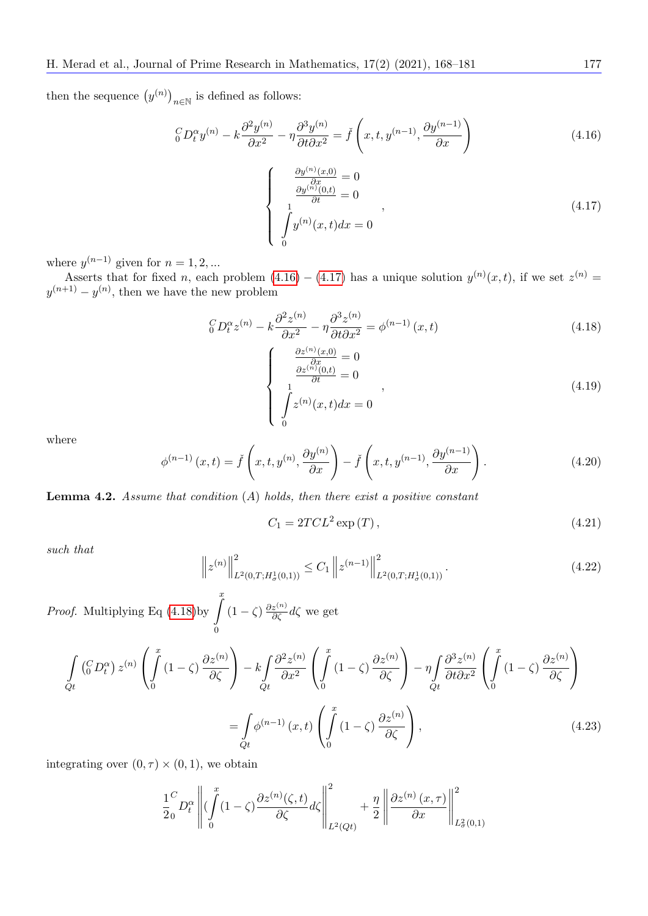then the sequence $\left(y^{(n)}\right)_{n\in\mathbb{N}}$ is defined as follows:

$$
{}_{0}^{C}D_{t}^{\alpha}y^{(n)}-k\frac{\partial^{2}y^{(n)}}{\partial x^{2}}-\eta\frac{\partial^{3}y^{(n)}}{\partial t\partial x^{2}}=\check{f}\left(x,t,y^{(n-1)},\frac{\partial y^{(n-1)}}{\partial x}\right) \tag{4.16}
$$

$$
\left\{\begin{array}{l}
\frac{\partial y^{(n)}(x,0)}{\partial x}=0\\
\frac{\partial y^{(n)}(0,t)}{\partial t}=0\\
\int\limits_{0}^{1}y^{(n)}(x,t)dx=0
\end{array}\right., \tag{4.17}
$$

where $y^{(n-1)}$ given for $n=1,2,...$

Asserts that for fixed $n$, each problem (4.16) – (4.17) has a unique solution $y^{(n)}(x,t)$, if we set $z^{(n)}=y^{(n+1)}-y^{(n)}$, then we have the new problem

$$
{}_{0}^{C}D_{t}^{\alpha}z^{(n)}-k\frac{\partial^{2}z^{(n)}}{\partial x^{2}}-\eta\frac{\partial^{3}z^{(n)}}{\partial t\partial x^{2}}=\phi^{(n-1)}\left(x,t\right) \tag{4.18}
$$

$$
\left\{\begin{array}{l}
\frac{\partial z^{(n)}(x,0)}{\partial x}=0\\
\frac{\partial z^{(n)}(0,t)}{\partial t}=0\\
\int\limits_{0}^{1}z^{(n)}(x,t)dx=0
\end{array}\right., \tag{4.19}
$$

where

$$
\phi^{(n-1)}\left(x,t\right)=\check{f}\left(x,t,y^{(n)},\frac{\partial y^{(n)}}{\partial x}\right)-\check{f}\left(x,t,y^{(n-1)},\frac{\partial y^{(n-1)}}{\partial x}\right). \tag{4.20}
$$

**Lemma 4.2.** *Assume that condition (A) holds, then there exist a positive constant*

$$
C_{1}=2TCL^{2}\exp\left(T\right), \tag{4.21}
$$

*such that*

$$
\left\|z^{(n)}\right\|^{2}_{L^{2}(0,T;H^{1}_{\sigma}(0,1))}\leq C_{1}\left\|z^{(n-1)}\right\|^{2}_{L^{2}(0,T;H^{1}_{\sigma}(0,1))}. \tag{4.22}
$$

*Proof.* Multiplying Eq (4.18) by $\int\limits_{0}^{x}\left(1-\zeta\right)\frac{\partial z^{(n)}}{\partial\zeta}d\zeta$ we get

$$
\int\limits_{Qt}\left({}_{0}^{C}D_{t}^{\alpha}\right)z^{(n)}\left(\int\limits_{0}^{x}\left(1-\zeta\right)\frac{\partial z^{(n)}}{\partial\zeta}\right)-k\int\limits_{Qt}\frac{\partial^{2}z^{(n)}}{\partial x^{2}}\left(\int\limits_{0}^{x}\left(1-\zeta\right)\frac{\partial z^{(n)}}{\partial\zeta}\right)-\eta\int\limits_{Qt}\frac{\partial^{3}z^{(n)}}{\partial t\partial x^{2}}\left(\int\limits_{0}^{x}\left(1-\zeta\right)\frac{\partial z^{(n)}}{\partial\zeta}\right)
$$

$$
=\int\limits_{Qt}\phi^{(n-1)}\left(x,t\right)\left(\int\limits_{0}^{x}\left(1-\zeta\right)\frac{\partial z^{(n)}}{\partial\zeta}\right), \tag{4.23}
$$

integrating over $(0,\tau)\times(0,1)$, we obtain

$$
\frac{1}{2}{}_{0}^{C}D_{t}^{\alpha}\left\|\left(\int\limits_{0}^{x}(1-\zeta)\frac{\partial z^{(n)}(\zeta,t)}{\partial\zeta}d\zeta\right\|^{2}_{L^{2}(Qt)}+\frac{\eta}{2}\left\|\frac{\partial z^{(n)}\left(x,\tau\right)}{\partial x}\right\|^{2}_{L^{2}_{\sigma}(0,1)}
$$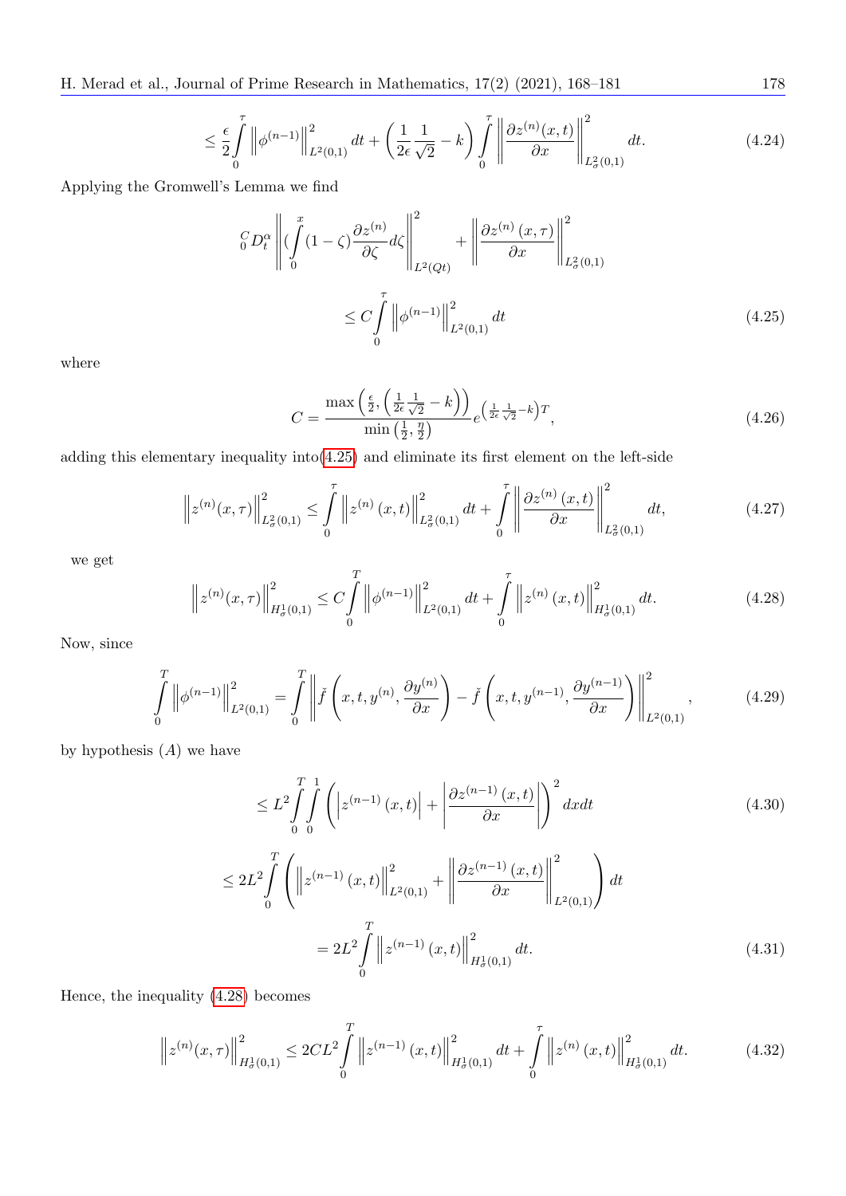$$\leq \frac{\epsilon}{2}\int_0^\tau \left\|\phi^{(n-1)}\right\|_{L^2(0,1)}^2 dt + \left(\frac{1}{2\epsilon}\frac{1}{\sqrt{2}} - k\right)\int_0^\tau \left\|\frac{\partial z^{(n)}(x,t)}{\partial x}\right\|_{L^2_\sigma(0,1)}^2 dt. \tag{4.24}$$

Applying the Gromwell's Lemma we find

$$ {}_0^C D_t^\alpha \left\|(\int_0^x (1-\zeta)\frac{\partial z^{(n)}}{\partial \zeta} d\zeta\right\|_{L^2(Qt)}^2 + \left\|\frac{\partial z^{(n)}(x,\tau)}{\partial x}\right\|_{L^2_\sigma(0,1)}^2$$

$$\leq C\int_0^\tau \left\|\phi^{(n-1)}\right\|_{L^2(0,1)}^2 dt \tag{4.25}$$

where

$$C = \frac{\max\left(\frac{\epsilon}{2}, \left(\frac{1}{2\epsilon}\frac{1}{\sqrt{2}} - k\right)\right)}{\min\left(\frac{1}{2}, \frac{\eta}{2}\right)} e^{\left(\frac{1}{2\epsilon}\frac{1}{\sqrt{2}} - k\right)T}, \tag{4.26}$$

adding this elementary inequality into(4.25) and eliminate its first element on the left-side

$$\left\|z^{(n)}(x,\tau)\right\|_{L^2_\sigma(0,1)}^2 \leq \int_0^\tau \left\|z^{(n)}(x,t)\right\|_{L^2_\sigma(0,1)}^2 dt + \int_0^\tau \left\|\frac{\partial z^{(n)}(x,t)}{\partial x}\right\|_{L^2_\sigma(0,1)}^2 dt, \tag{4.27}$$

we get

$$\left\|z^{(n)}(x,\tau)\right\|_{H^1_\sigma(0,1)}^2 \leq C\int_0^T \left\|\phi^{(n-1)}\right\|_{L^2(0,1)}^2 dt + \int_0^\tau \left\|z^{(n)}(x,t)\right\|_{H^1_\sigma(0,1)}^2 dt. \tag{4.28}$$

Now, since

$$\int_0^T \left\|\phi^{(n-1)}\right\|_{L^2(0,1)}^2 = \int_0^T \left\|\check{f}\left(x,t,y^{(n)},\frac{\partial y^{(n)}}{\partial x}\right) - \check{f}\left(x,t,y^{(n-1)},\frac{\partial y^{(n-1)}}{\partial x}\right)\right\|_{L^2(0,1)}^2, \tag{4.29}$$

by hypothesis $(A)$ we have

$$\leq L^2\int_0^T\int_0^1 \left(\left|z^{(n-1)}(x,t)\right| + \left|\frac{\partial z^{(n-1)}(x,t)}{\partial x}\right|\right)^2 dxdt \tag{4.30}$$

$$\leq 2L^2\int_0^T \left(\left\|z^{(n-1)}(x,t)\right\|_{L^2(0,1)}^2 + \left\|\frac{\partial z^{(n-1)}(x,t)}{\partial x}\right\|_{L^2(0,1)}^2\right) dt$$

$$= 2L^2\int_0^T \left\|z^{(n-1)}(x,t)\right\|_{H^1_\sigma(0,1)}^2 dt. \tag{4.31}$$

Hence, the inequality (4.28) becomes

$$\left\|z^{(n)}(x,\tau)\right\|_{H^1_\sigma(0,1)}^2 \leq 2CL^2\int_0^T \left\|z^{(n-1)}(x,t)\right\|_{H^1_\sigma(0,1)}^2 dt + \int_0^\tau \left\|z^{(n)}(x,t)\right\|_{H^1_\sigma(0,1)}^2 dt. \tag{4.32}$$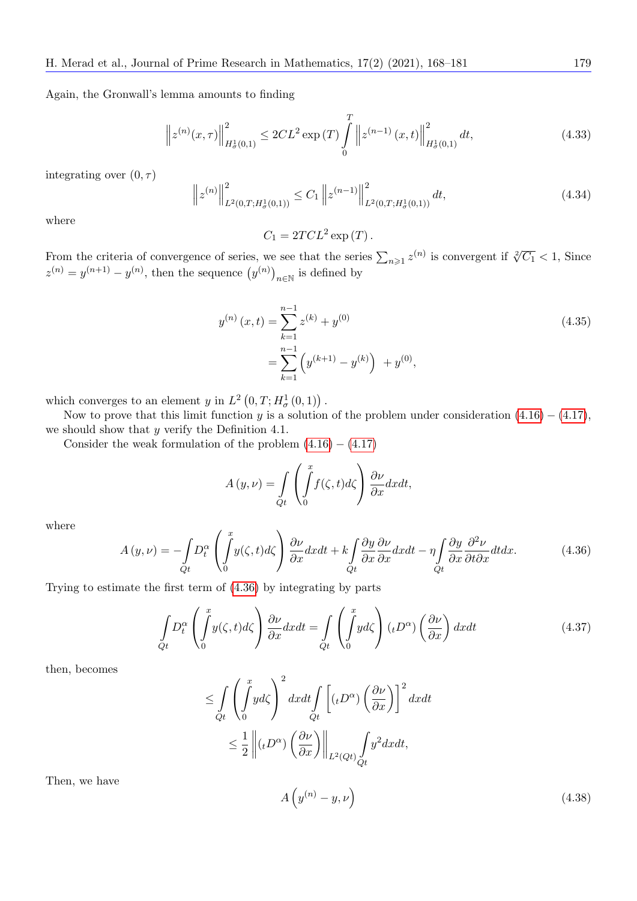Again, the Gronwall's lemma amounts to finding

$$\left\| z^{(n)}(x,\tau) \right\|^2_{H^1_\sigma(0,1)} \leq 2CL^2 \exp(T) \int_0^T \left\| z^{(n-1)}(x,t) \right\|^2_{H^1_\sigma(0,1)} dt, \tag{4.33}$$

integrating over $(0,\tau)$

$$\left\| z^{(n)} \right\|^2_{L^2(0,T;H^1_\sigma(0,1))} \leq C_1 \left\| z^{(n-1)} \right\|^2_{L^2(0,T;H^1_\sigma(0,1))} dt, \tag{4.34}$$

where

$$C_1 = 2TCL^2 \exp(T).$$

From the criteria of convergence of series, we see that the series $\sum_{n\geqslant 1} z^{(n)}$ is convergent if $\sqrt[2]{C_1} < 1$, Since $z^{(n)} = y^{(n+1)} - y^{(n)}$, then the sequence $\left(y^{(n)}\right)_{n\in\mathbb{N}}$ is defined by

$$\begin{aligned} y^{(n)}(x,t) &= \sum_{k=1}^{n-1} z^{(k)} + y^{(0)} \\ &= \sum_{k=1}^{n-1} \left( y^{(k+1)} - y^{(k)} \right) + y^{(0)}, \end{aligned} \tag{4.35}$$

which converges to an element $y$ in $L^2\left(0,T;H^1_\sigma(0,1)\right)$.

Now to prove that this limit function $y$ is a solution of the problem under consideration (4.16) – (4.17), we should show that $y$ verify the Definition 4.1.

Consider the weak formulation of the problem (4.16) – (4.17)

$$A(y,\nu) = \int_{Qt} \left( \int_0^x f(\zeta,t) d\zeta \right) \frac{\partial \nu}{\partial x} dx dt,$$

where

$$A(y,\nu) = -\int_{Qt} D_t^\alpha \left( \int_0^x y(\zeta,t) d\zeta \right) \frac{\partial \nu}{\partial x} dx dt + k \int_{Qt} \frac{\partial y}{\partial x} \frac{\partial \nu}{\partial x} dx dt - \eta \int_{Qt} \frac{\partial y}{\partial x} \frac{\partial^2 \nu}{\partial t \partial x} dt dx. \tag{4.36}$$

Trying to estimate the first term of (4.36) by integrating by parts

$$\int_{Qt} D_t^\alpha \left( \int_0^x y(\zeta,t) d\zeta \right) \frac{\partial \nu}{\partial x} dx dt = \int_{Qt} \left( \int_0^x y d\zeta \right) \left( {}_tD^\alpha \right) \left( \frac{\partial \nu}{\partial x} \right) dx dt \tag{4.37}$$

then, becomes

$$\begin{aligned} &\leq \int_{Qt} \left( \int_0^x y d\zeta \right)^2 dx dt \int_{Qt} \left[ \left( {}_tD^\alpha \right) \left( \frac{\partial \nu}{\partial x} \right) \right]^2 dx dt \\ &\leq \frac{1}{2} \left\| \left( {}_tD^\alpha \right) \left( \frac{\partial \nu}{\partial x} \right) \right\|_{L^2(Qt)} \int_{Qt} y^2 dx dt, \end{aligned}$$

Then, we have

$$A\left(y^{(n)} - y, \nu\right) \tag{4.38}$$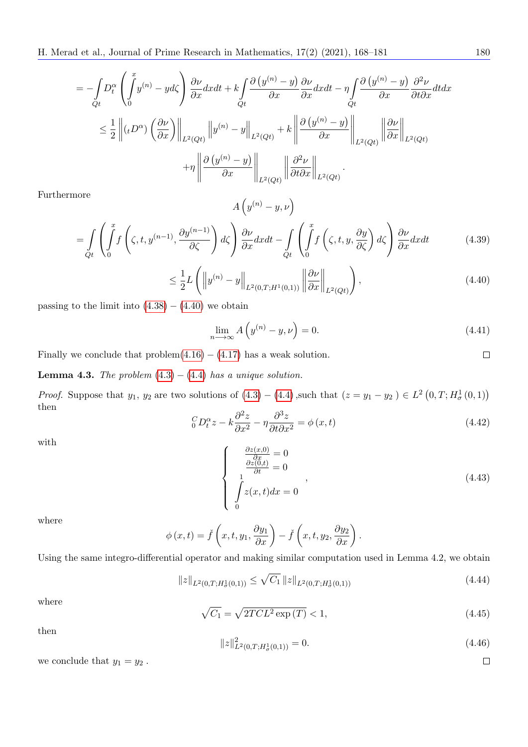$$
= -\int_{Qt} D_t^{\alpha} \left( \int_0^x y^{(n)} - y d\zeta \right) \frac{\partial \nu}{\partial x} dx dt + k \int_{Qt} \frac{\partial \left( y^{(n)} - y \right)}{\partial x} \frac{\partial \nu}{\partial x} dx dt - \eta \int_{Qt} \frac{\partial \left( y^{(n)} - y \right)}{\partial x} \frac{\partial^2 \nu}{\partial t \partial x} dt dx
$$

$$
\leq \frac{1}{2} \left\| \left( {}_t D^{\alpha} \right) \left( \frac{\partial \nu}{\partial x} \right) \right\|_{L^2(Qt)} \left\| y^{(n)} - y \right\|_{L^2(Qt)} + k \left\| \frac{\partial \left( y^{(n)} - y \right)}{\partial x} \right\|_{L^2(Qt)} \left\| \frac{\partial \nu}{\partial x} \right\|_{L^2(Qt)}
$$

$$
+ \eta \left\| \frac{\partial \left( y^{(n)} - y \right)}{\partial x} \right\|_{L^2(Qt)} \left\| \frac{\partial^2 \nu}{\partial t \partial x} \right\|_{L^2(Qt)}.
$$

Furthermore

$$
A \left( y^{(n)} - y, \nu \right)
$$

$$
= \int_{Qt} \left( \int_0^x f \left( \zeta, t, y^{(n-1)}, \frac{\partial y^{(n-1)}}{\partial \zeta} \right) d\zeta \right) \frac{\partial \nu}{\partial x} dx dt - \int_{Qt} \left( \int_0^x f \left( \zeta, t, y, \frac{\partial y}{\partial \zeta} \right) d\zeta \right) \frac{\partial \nu}{\partial x} dx dt \tag{4.39}
$$

$$
\leq \frac{1}{2} L \left( \left\| y^{(n)} - y \right\|_{L^2(0,T;H^1(0,1))} \left\| \frac{\partial \nu}{\partial x} \right\|_{L^2(Qt)} \right), \tag{4.40}
$$

passing to the limit into (4.38) − (4.40) we obtain

$$
\lim_{n \longrightarrow \infty} A \left( y^{(n)} - y, \nu \right) = 0. \tag{4.41}
$$

Finally we conclude that problem(4.16) − (4.17) has a weak solution. □

**Lemma 4.3.** *The problem* (4.3) − (4.4) *has a unique solution.*

*Proof.* Suppose that $y_1$, $y_2$ are two solutions of (4.3) − (4.4) ,such that $(z = y_1 - y_2) \in L^2 \left( 0, T; H_\sigma^1 (0,1) \right)$ then

$$
{}_0^C D_t^{\alpha} z - k \frac{\partial^2 z}{\partial x^2} - \eta \frac{\partial^3 z}{\partial t \partial x^2} = \phi (x,t) \tag{4.42}
$$

with

$$
\left\{
\begin{array}{l}
\frac{\partial z(x,0)}{\partial x} = 0 \\
\frac{\partial z(0,t)}{\partial t} = 0 \\
\int_0^1 z(x,t) dx = 0
\end{array}
\right. , \tag{4.43}
$$

where

$$
\phi (x,t) = \check{f} \left( x, t, y_1, \frac{\partial y_1}{\partial x} \right) - \check{f} \left( x, t, y_2, \frac{\partial y_2}{\partial x} \right).
$$

Using the same integro-differential operator and making similar computation used in Lemma 4.2, we obtain

$$
\| z \|_{L^2(0,T;H_\sigma^1(0,1))} \leq \sqrt{C_1} \| z \|_{L^2(0,T;H_\sigma^1(0,1))} \tag{4.44}
$$

where

$$
\sqrt{C_1} = \sqrt{2TCL^2 \exp (T)} < 1, \tag{4.45}
$$

then

$$
\| z \|_{L^2(0,T;H_\sigma^1(0,1))}^2 = 0. \tag{4.46}
$$

we conclude that $y_1 = y_2$ . □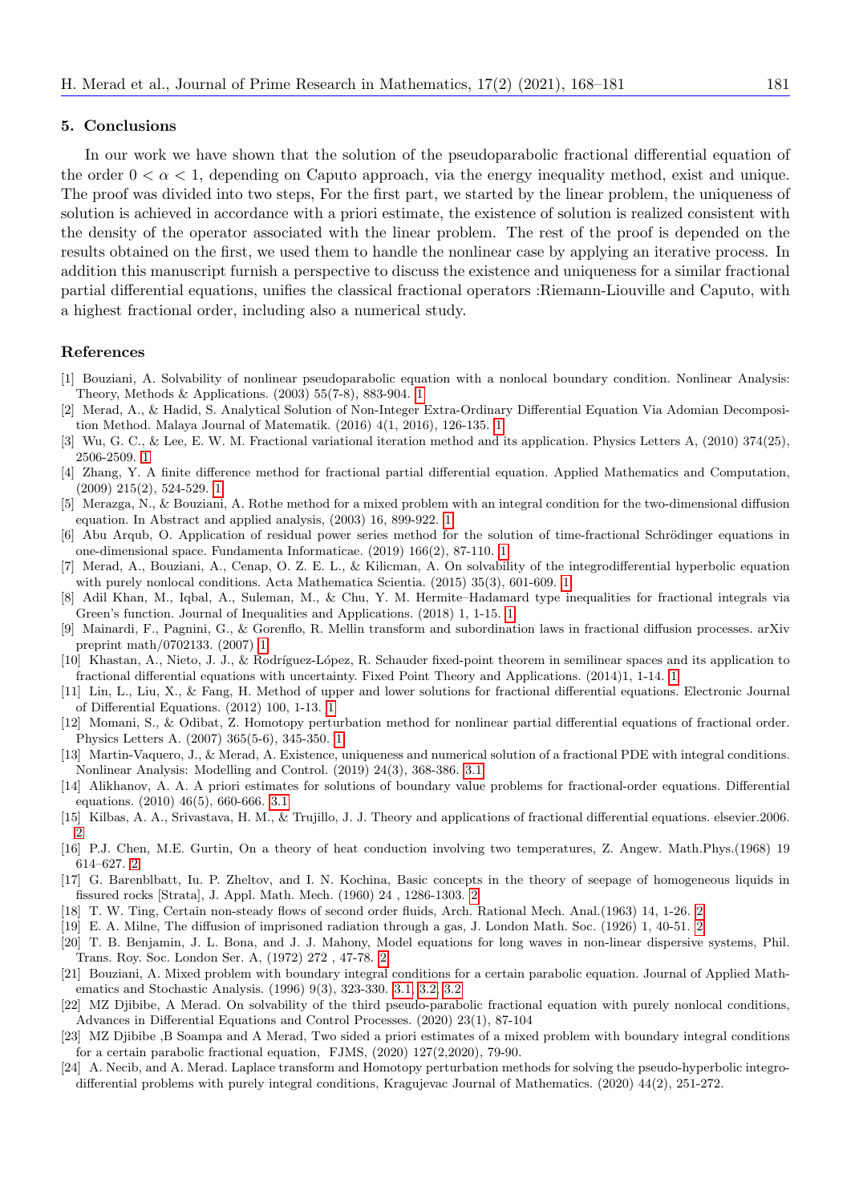## 5. Conclusions

In our work we have shown that the solution of the pseudoparabolic fractional differential equation of the order $0 < \alpha < 1$, depending on Caputo approach, via the energy inequality method, exist and unique. The proof was divided into two steps, For the first part, we started by the linear problem, the uniqueness of solution is achieved in accordance with a priori estimate, the existence of solution is realized consistent with the density of the operator associated with the linear problem. The rest of the proof is depended on the results obtained on the first, we used them to handle the nonlinear case by applying an iterative process. In addition this manuscript furnish a perspective to discuss the existence and uniqueness for a similar fractional partial differential equations, unifies the classical fractional operators :Riemann-Liouville and Caputo, with a highest fractional order, including also a numerical study.

## References

[1] Bouziani, A. Solvability of nonlinear pseudoparabolic equation with a nonlocal boundary condition. Nonlinear Analysis: Theory, Methods & Applications. (2003) 55(7-8), 883-904. 1

[2] Merad, A., & Hadid, S. Analytical Solution of Non-Integer Extra-Ordinary Differential Equation Via Adomian Decomposition Method. Malaya Journal of Matematik. (2016) 4(1, 2016), 126-135. 1

[3] Wu, G. C., & Lee, E. W. M. Fractional variational iteration method and its application. Physics Letters A, (2010) 374(25), 2506-2509. 1

[4] Zhang, Y. A finite difference method for fractional partial differential equation. Applied Mathematics and Computation, (2009) 215(2), 524-529. 1

[5] Merazga, N., & Bouziani, A. Rothe method for a mixed problem with an integral condition for the two-dimensional diffusion equation. In Abstract and applied analysis, (2003) 16, 899-922. 1

[6] Abu Arqub, O. Application of residual power series method for the solution of time-fractional Schrödinger equations in one-dimensional space. Fundamenta Informaticae. (2019) 166(2), 87-110. 1

[7] Merad, A., Bouziani, A., Cenap, O. Z. E. L., & Kilicman, A. On solvability of the integrodifferential hyperbolic equation with purely nonlocal conditions. Acta Mathematica Scientia. (2015) 35(3), 601-609. 1

[8] Adil Khan, M., Iqbal, A., Suleman, M., & Chu, Y. M. Hermite–Hadamard type inequalities for fractional integrals via Green's function. Journal of Inequalities and Applications. (2018) 1, 1-15. 1

[9] Mainardi, F., Pagnini, G., & Gorenflo, R. Mellin transform and subordination laws in fractional diffusion processes. arXiv preprint math/0702133. (2007) 1

[10] Khastan, A., Nieto, J. J., & Rodríguez-López, R. Schauder fixed-point theorem in semilinear spaces and its application to fractional differential equations with uncertainty. Fixed Point Theory and Applications. (2014)1, 1-14. 1

[11] Lin, L., Liu, X., & Fang, H. Method of upper and lower solutions for fractional differential equations. Electronic Journal of Differential Equations. (2012) 100, 1-13. 1

[12] Momani, S., & Odibat, Z. Homotopy perturbation method for nonlinear partial differential equations of fractional order. Physics Letters A. (2007) 365(5-6), 345-350. 1

[13] Martin-Vaquero, J., & Merad, A. Existence, uniqueness and numerical solution of a fractional PDE with integral conditions. Nonlinear Analysis: Modelling and Control. (2019) 24(3), 368-386. 3.1

[14] Alikhanov, A. A. A priori estimates for solutions of boundary value problems for fractional-order equations. Differential equations. (2010) 46(5), 660-666. 3.1

[15] Kilbas, A. A., Srivastava, H. M., & Trujillo, J. J. Theory and applications of fractional differential equations. elsevier.2006. 2

[16] P.J. Chen, M.E. Gurtin, On a theory of heat conduction involving two temperatures, Z. Angew. Math.Phys.(1968) 19 614–627. 2

[17] G. Barenblbatt, Iu. P. Zheltov, and I. N. Kochina, Basic concepts in the theory of seepage of homogeneous liquids in fissured rocks [Strata], J. Appl. Math. Mech. (1960) 24 , 1286-1303. 2

[18] T. W. Ting, Certain non-steady flows of second order fluids, Arch. Rational Mech. Anal.(1963) 14, 1-26. 2

[19] E. A. Milne, The diffusion of imprisoned radiation through a gas, J. London Math. Soc. (1926) 1, 40-51. 2

[20] T. B. Benjamin, J. L. Bona, and J. J. Mahony, Model equations for long waves in non-linear dispersive systems, Phil. Trans. Roy. Soc. London Ser. A, (1972) 272 , 47-78. 2

[21] Bouziani, A. Mixed problem with boundary integral conditions for a certain parabolic equation. Journal of Applied Mathematics and Stochastic Analysis. (1996) 9(3), 323-330. 3.1, 3.2, 3.2

[22] MZ Djibibe, A Merad. On solvability of the third pseudo-parabolic fractional equation with purely nonlocal conditions, Advances in Differential Equations and Control Processes. (2020) 23(1), 87-104

[23] MZ Djibibe ,B Soampa and A Merad, Two sided a priori estimates of a mixed problem with boundary integral conditions for a certain parabolic fractional equation, FJMS, (2020) 127(2,2020), 79-90.

[24] A. Necib, and A. Merad. Laplace transform and Homotopy perturbation methods for solving the pseudo-hyperbolic integro-differential problems with purely integral conditions, Kragujevac Journal of Mathematics. (2020) 44(2), 251-272.